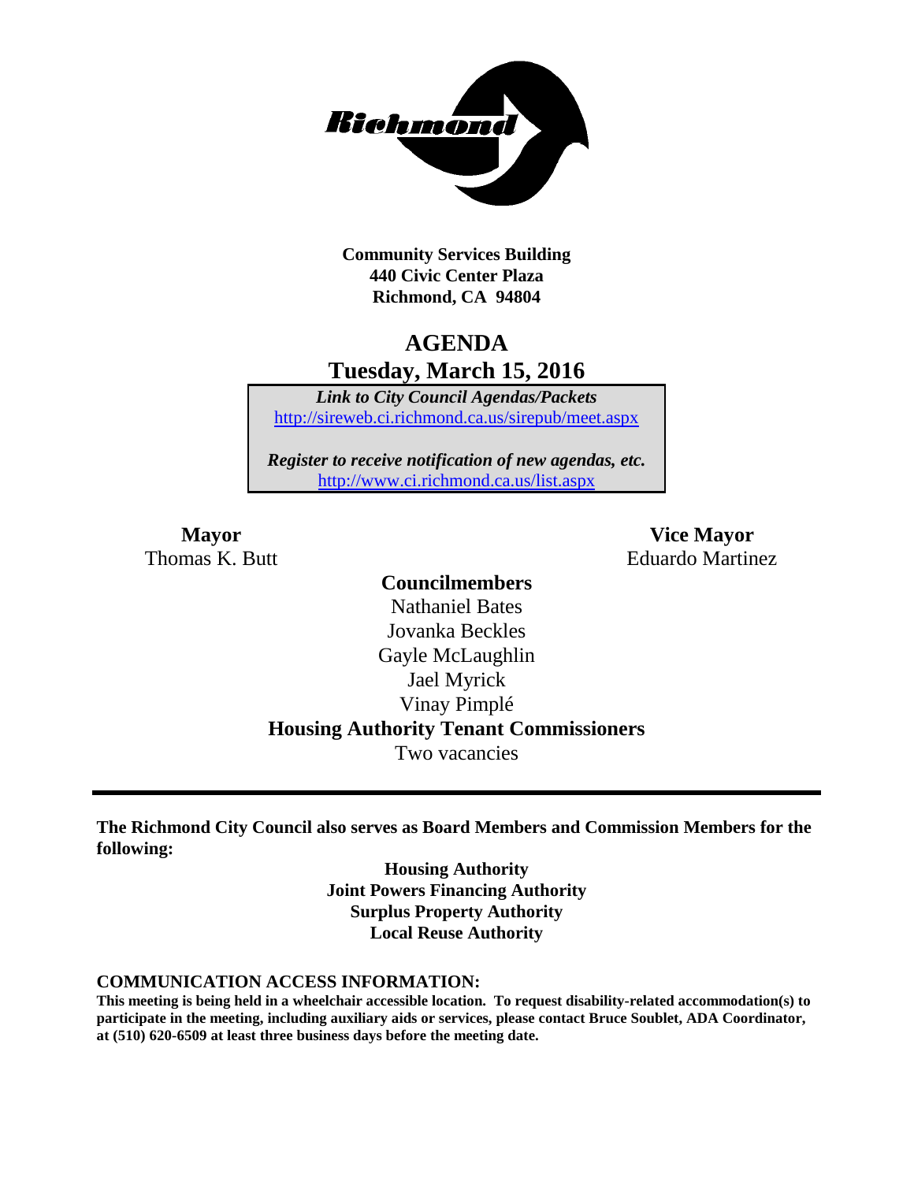**Community Services Building**
**440 Civic Center Plaza**
**Richmond, CA 94804**

# AGENDA
## Tuesday, March 15, 2016

***Link to City Council Agendas/Packets***
http://sireweb.ci.richmond.ca.us/sirepub/meet.aspx

***Register to receive notification of new agendas, etc.***
http://www.ci.richmond.ca.us/list.aspx

**Mayor**
Thomas K. Butt

**Vice Mayor**
Eduardo Martinez

**Councilmembers**
Nathaniel Bates
Jovanka Beckles
Gayle McLaughlin
Jael Myrick
Vinay Pimplé

**Housing Authority Tenant Commissioners**
Two vacancies

---

**The Richmond City Council also serves as Board Members and Commission Members for the following:**

**Housing Authority**
**Joint Powers Financing Authority**
**Surplus Property Authority**
**Local Reuse Authority**

**COMMUNICATION ACCESS INFORMATION:**
**This meeting is being held in a wheelchair accessible location. To request disability-related accommodation(s) to participate in the meeting, including auxiliary aids or services, please contact Bruce Soublet, ADA Coordinator, at (510) 620-6509 at least three business days before the meeting date.**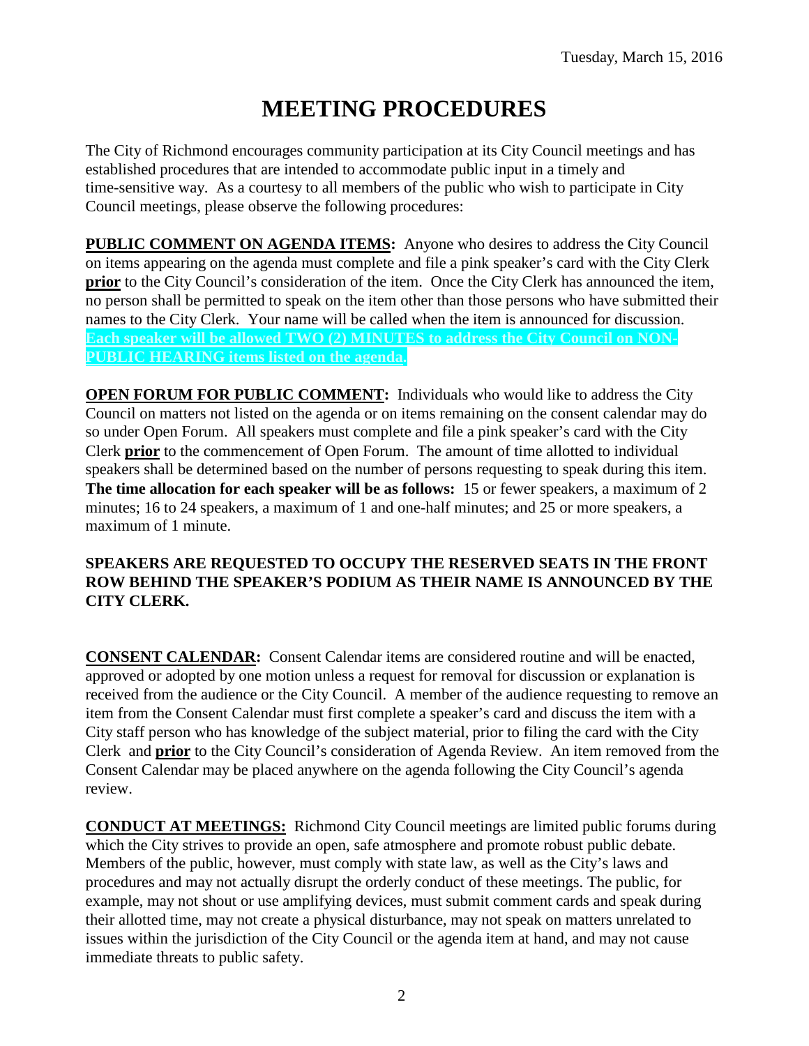Tuesday, March 15, 2016

# MEETING PROCEDURES

The City of Richmond encourages community participation at its City Council meetings and has established procedures that are intended to accommodate public input in a timely and time-sensitive way. As a courtesy to all members of the public who wish to participate in City Council meetings, please observe the following procedures:

**PUBLIC COMMENT ON AGENDA ITEMS:** Anyone who desires to address the City Council on items appearing on the agenda must complete and file a pink speaker's card with the City Clerk **prior** to the City Council's consideration of the item. Once the City Clerk has announced the item, no person shall be permitted to speak on the item other than those persons who have submitted their names to the City Clerk. Your name will be called when the item is announced for discussion. **Each speaker will be allowed TWO (2) MINUTES to address the City Council on NON-PUBLIC HEARING items listed on the agenda.**

**OPEN FORUM FOR PUBLIC COMMENT:** Individuals who would like to address the City Council on matters not listed on the agenda or on items remaining on the consent calendar may do so under Open Forum. All speakers must complete and file a pink speaker's card with the City Clerk **prior** to the commencement of Open Forum. The amount of time allotted to individual speakers shall be determined based on the number of persons requesting to speak during this item. **The time allocation for each speaker will be as follows:** 15 or fewer speakers, a maximum of 2 minutes; 16 to 24 speakers, a maximum of 1 and one-half minutes; and 25 or more speakers, a maximum of 1 minute.

**SPEAKERS ARE REQUESTED TO OCCUPY THE RESERVED SEATS IN THE FRONT ROW BEHIND THE SPEAKER'S PODIUM AS THEIR NAME IS ANNOUNCED BY THE CITY CLERK.**

**CONSENT CALENDAR:** Consent Calendar items are considered routine and will be enacted, approved or adopted by one motion unless a request for removal for discussion or explanation is received from the audience or the City Council. A member of the audience requesting to remove an item from the Consent Calendar must first complete a speaker's card and discuss the item with a City staff person who has knowledge of the subject material, prior to filing the card with the City Clerk and **prior** to the City Council's consideration of Agenda Review. An item removed from the Consent Calendar may be placed anywhere on the agenda following the City Council's agenda review.

**CONDUCT AT MEETINGS:** Richmond City Council meetings are limited public forums during which the City strives to provide an open, safe atmosphere and promote robust public debate. Members of the public, however, must comply with state law, as well as the City's laws and procedures and may not actually disrupt the orderly conduct of these meetings. The public, for example, may not shout or use amplifying devices, must submit comment cards and speak during their allotted time, may not create a physical disturbance, may not speak on matters unrelated to issues within the jurisdiction of the City Council or the agenda item at hand, and may not cause immediate threats to public safety.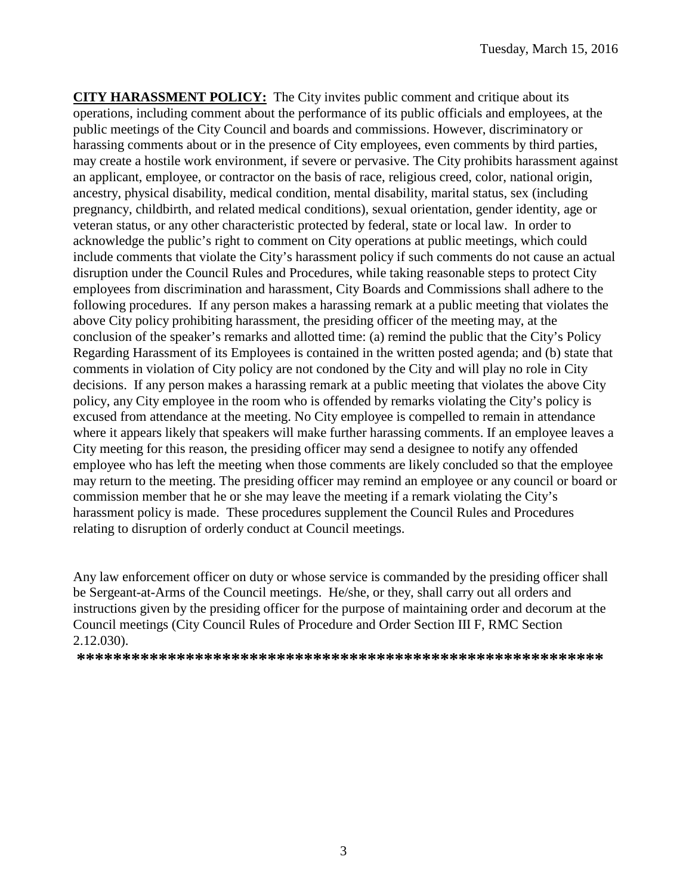**CITY HARASSMENT POLICY:** The City invites public comment and critique about its operations, including comment about the performance of its public officials and employees, at the public meetings of the City Council and boards and commissions. However, discriminatory or harassing comments about or in the presence of City employees, even comments by third parties, may create a hostile work environment, if severe or pervasive. The City prohibits harassment against an applicant, employee, or contractor on the basis of race, religious creed, color, national origin, ancestry, physical disability, medical condition, mental disability, marital status, sex (including pregnancy, childbirth, and related medical conditions), sexual orientation, gender identity, age or veteran status, or any other characteristic protected by federal, state or local law. In order to acknowledge the public's right to comment on City operations at public meetings, which could include comments that violate the City's harassment policy if such comments do not cause an actual disruption under the Council Rules and Procedures, while taking reasonable steps to protect City employees from discrimination and harassment, City Boards and Commissions shall adhere to the following procedures. If any person makes a harassing remark at a public meeting that violates the above City policy prohibiting harassment, the presiding officer of the meeting may, at the conclusion of the speaker's remarks and allotted time: (a) remind the public that the City's Policy Regarding Harassment of its Employees is contained in the written posted agenda; and (b) state that comments in violation of City policy are not condoned by the City and will play no role in City decisions. If any person makes a harassing remark at a public meeting that violates the above City policy, any City employee in the room who is offended by remarks violating the City's policy is excused from attendance at the meeting. No City employee is compelled to remain in attendance where it appears likely that speakers will make further harassing comments. If an employee leaves a City meeting for this reason, the presiding officer may send a designee to notify any offended employee who has left the meeting when those comments are likely concluded so that the employee may return to the meeting. The presiding officer may remind an employee or any council or board or commission member that he or she may leave the meeting if a remark violating the City's harassment policy is made. These procedures supplement the Council Rules and Procedures relating to disruption of orderly conduct at Council meetings.

Any law enforcement officer on duty or whose service is commanded by the presiding officer shall be Sergeant-at-Arms of the Council meetings. He/she, or they, shall carry out all orders and instructions given by the presiding officer for the purpose of maintaining order and decorum at the Council meetings (City Council Rules of Procedure and Order Section III F, RMC Section 2.12.030).

**********************************************************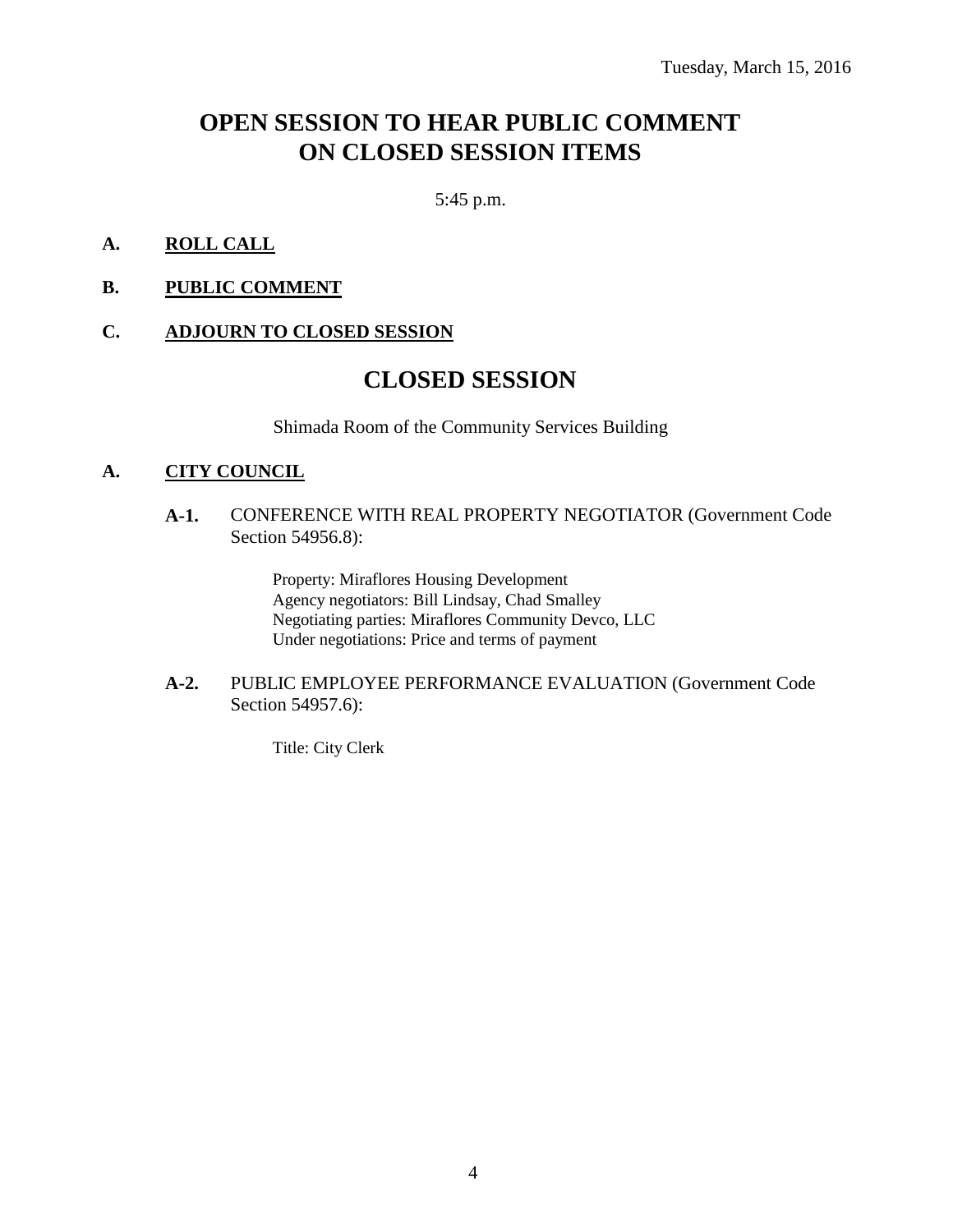Tuesday, March 15, 2016

# OPEN SESSION TO HEAR PUBLIC COMMENT ON CLOSED SESSION ITEMS

5:45 p.m.

**A. ROLL CALL**

**B. PUBLIC COMMENT**

**C. ADJOURN TO CLOSED SESSION**

# CLOSED SESSION

Shimada Room of the Community Services Building

**A. CITY COUNCIL**

**A-1.** CONFERENCE WITH REAL PROPERTY NEGOTIATOR (Government Code Section 54956.8):

Property: Miraflores Housing Development
Agency negotiators: Bill Lindsay, Chad Smalley
Negotiating parties: Miraflores Community Devco, LLC
Under negotiations: Price and terms of payment

**A-2.** PUBLIC EMPLOYEE PERFORMANCE EVALUATION (Government Code Section 54957.6):

Title: City Clerk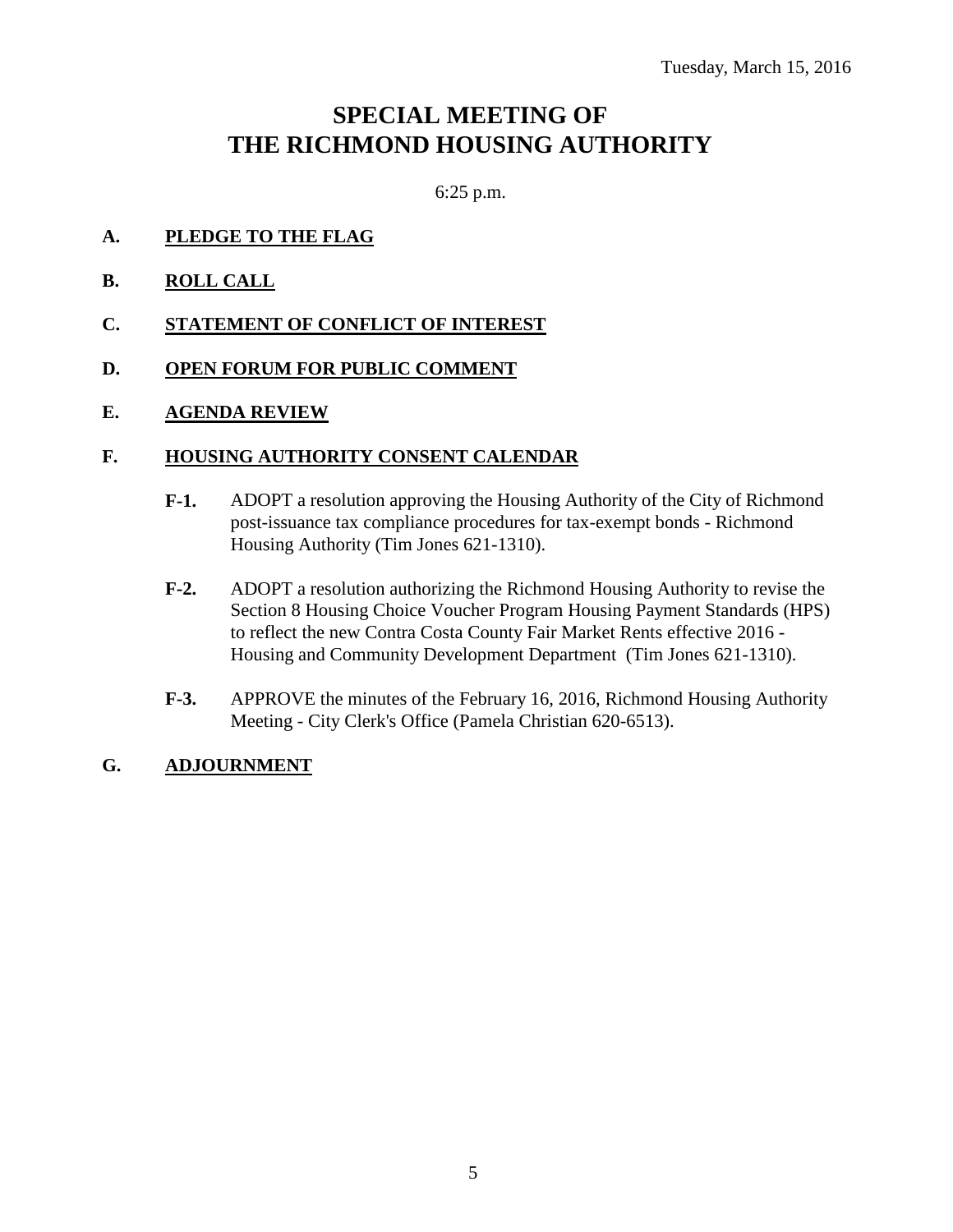Tuesday, March 15, 2016

# SPECIAL MEETING OF THE RICHMOND HOUSING AUTHORITY

6:25 p.m.

**A. PLEDGE TO THE FLAG**

**B. ROLL CALL**

**C. STATEMENT OF CONFLICT OF INTEREST**

**D. OPEN FORUM FOR PUBLIC COMMENT**

**E. AGENDA REVIEW**

**F. HOUSING AUTHORITY CONSENT CALENDAR**

**F-1.** ADOPT a resolution approving the Housing Authority of the City of Richmond post-issuance tax compliance procedures for tax-exempt bonds - Richmond Housing Authority (Tim Jones 621-1310).

**F-2.** ADOPT a resolution authorizing the Richmond Housing Authority to revise the Section 8 Housing Choice Voucher Program Housing Payment Standards (HPS) to reflect the new Contra Costa County Fair Market Rents effective 2016 - Housing and Community Development Department (Tim Jones 621-1310).

**F-3.** APPROVE the minutes of the February 16, 2016, Richmond Housing Authority Meeting - City Clerk's Office (Pamela Christian 620-6513).

**G. ADJOURNMENT**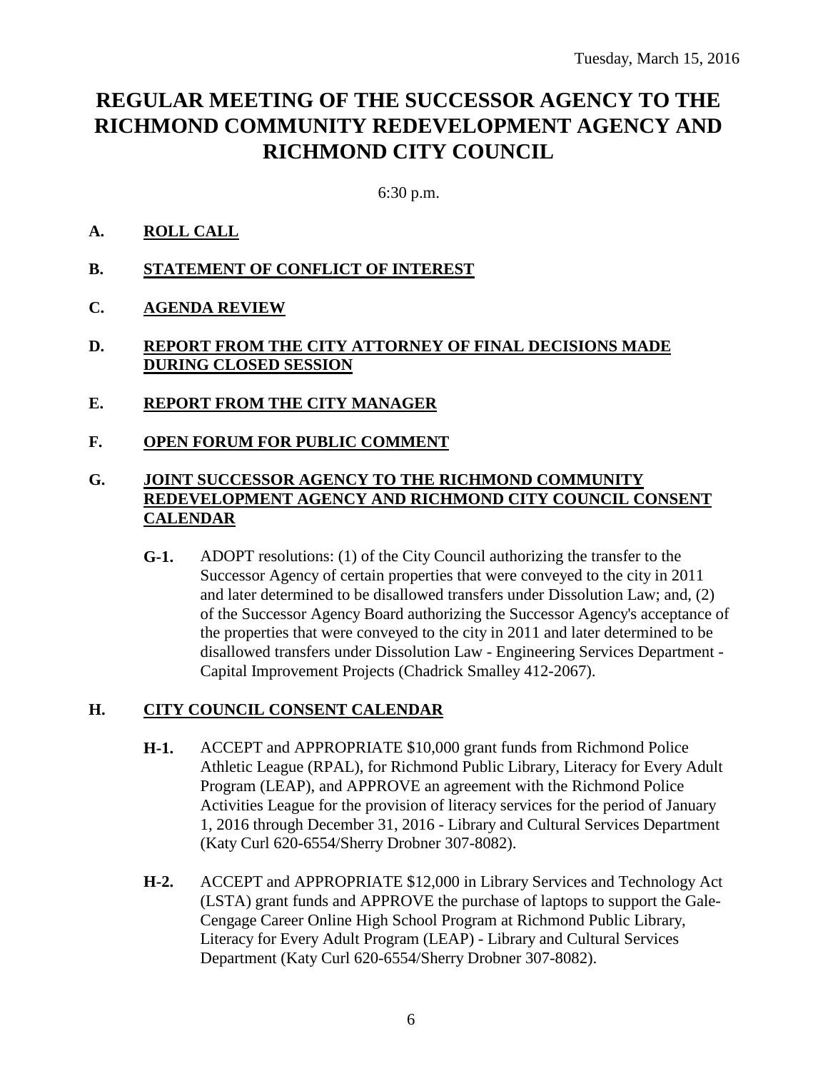Tuesday, March 15, 2016

# REGULAR MEETING OF THE SUCCESSOR AGENCY TO THE RICHMOND COMMUNITY REDEVELOPMENT AGENCY AND RICHMOND CITY COUNCIL

6:30 p.m.

## A. ROLL CALL

## B. STATEMENT OF CONFLICT OF INTEREST

## C. AGENDA REVIEW

## D. REPORT FROM THE CITY ATTORNEY OF FINAL DECISIONS MADE DURING CLOSED SESSION

## E. REPORT FROM THE CITY MANAGER

## F. OPEN FORUM FOR PUBLIC COMMENT

## G. JOINT SUCCESSOR AGENCY TO THE RICHMOND COMMUNITY REDEVELOPMENT AGENCY AND RICHMOND CITY COUNCIL CONSENT CALENDAR

**G-1.** ADOPT resolutions: (1) of the City Council authorizing the transfer to the Successor Agency of certain properties that were conveyed to the city in 2011 and later determined to be disallowed transfers under Dissolution Law; and, (2) of the Successor Agency Board authorizing the Successor Agency's acceptance of the properties that were conveyed to the city in 2011 and later determined to be disallowed transfers under Dissolution Law - Engineering Services Department - Capital Improvement Projects (Chadrick Smalley 412-2067).

## H. CITY COUNCIL CONSENT CALENDAR

**H-1.** ACCEPT and APPROPRIATE $10,000 grant funds from Richmond Police Athletic League (RPAL), for Richmond Public Library, Literacy for Every Adult Program (LEAP), and APPROVE an agreement with the Richmond Police Activities League for the provision of literacy services for the period of January 1, 2016 through December 31, 2016 - Library and Cultural Services Department (Katy Curl 620-6554/Sherry Drobner 307-8082).

**H-2.** ACCEPT and APPROPRIATE $12,000 in Library Services and Technology Act (LSTA) grant funds and APPROVE the purchase of laptops to support the Gale-Cengage Career Online High School Program at Richmond Public Library, Literacy for Every Adult Program (LEAP) - Library and Cultural Services Department (Katy Curl 620-6554/Sherry Drobner 307-8082).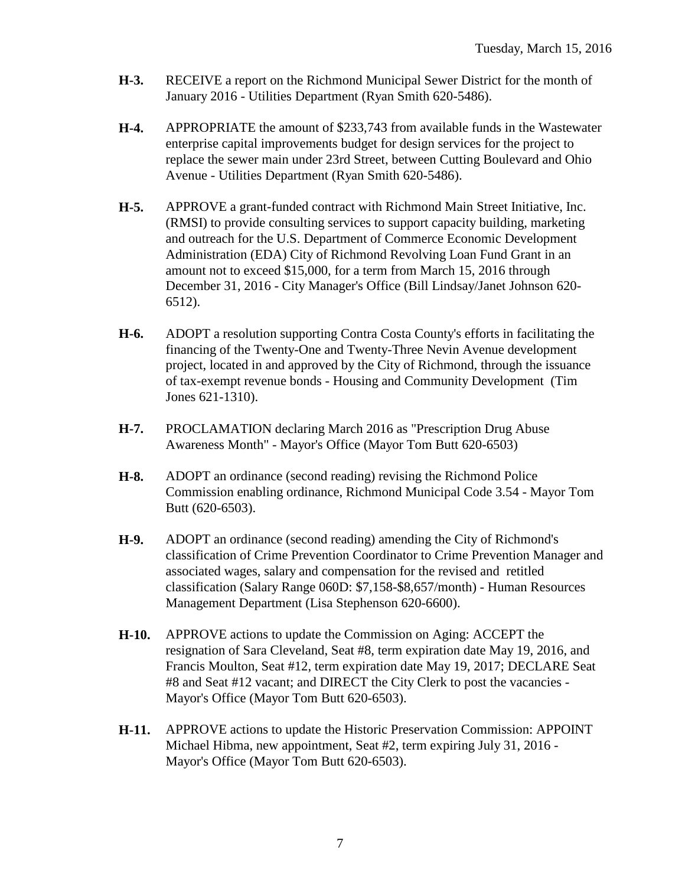**H-3.** RECEIVE a report on the Richmond Municipal Sewer District for the month of January 2016 - Utilities Department (Ryan Smith 620-5486).

**H-4.** APPROPRIATE the amount of $233,743 from available funds in the Wastewater enterprise capital improvements budget for design services for the project to replace the sewer main under 23rd Street, between Cutting Boulevard and Ohio Avenue - Utilities Department (Ryan Smith 620-5486).

**H-5.** APPROVE a grant-funded contract with Richmond Main Street Initiative, Inc. (RMSI) to provide consulting services to support capacity building, marketing and outreach for the U.S. Department of Commerce Economic Development Administration (EDA) City of Richmond Revolving Loan Fund Grant in an amount not to exceed $15,000, for a term from March 15, 2016 through December 31, 2016 - City Manager's Office (Bill Lindsay/Janet Johnson 620-6512).

**H-6.** ADOPT a resolution supporting Contra Costa County's efforts in facilitating the financing of the Twenty-One and Twenty-Three Nevin Avenue development project, located in and approved by the City of Richmond, through the issuance of tax-exempt revenue bonds - Housing and Community Development (Tim Jones 621-1310).

**H-7.** PROCLAMATION declaring March 2016 as "Prescription Drug Abuse Awareness Month" - Mayor's Office (Mayor Tom Butt 620-6503)

**H-8.** ADOPT an ordinance (second reading) revising the Richmond Police Commission enabling ordinance, Richmond Municipal Code 3.54 - Mayor Tom Butt (620-6503).

**H-9.** ADOPT an ordinance (second reading) amending the City of Richmond's classification of Crime Prevention Coordinator to Crime Prevention Manager and associated wages, salary and compensation for the revised and retitled classification (Salary Range 060D: $7,158-$8,657/month) - Human Resources Management Department (Lisa Stephenson 620-6600).

**H-10.** APPROVE actions to update the Commission on Aging: ACCEPT the resignation of Sara Cleveland, Seat #8, term expiration date May 19, 2016, and Francis Moulton, Seat #12, term expiration date May 19, 2017; DECLARE Seat #8 and Seat #12 vacant; and DIRECT the City Clerk to post the vacancies - Mayor's Office (Mayor Tom Butt 620-6503).

**H-11.** APPROVE actions to update the Historic Preservation Commission: APPOINT Michael Hibma, new appointment, Seat #2, term expiring July 31, 2016 - Mayor's Office (Mayor Tom Butt 620-6503).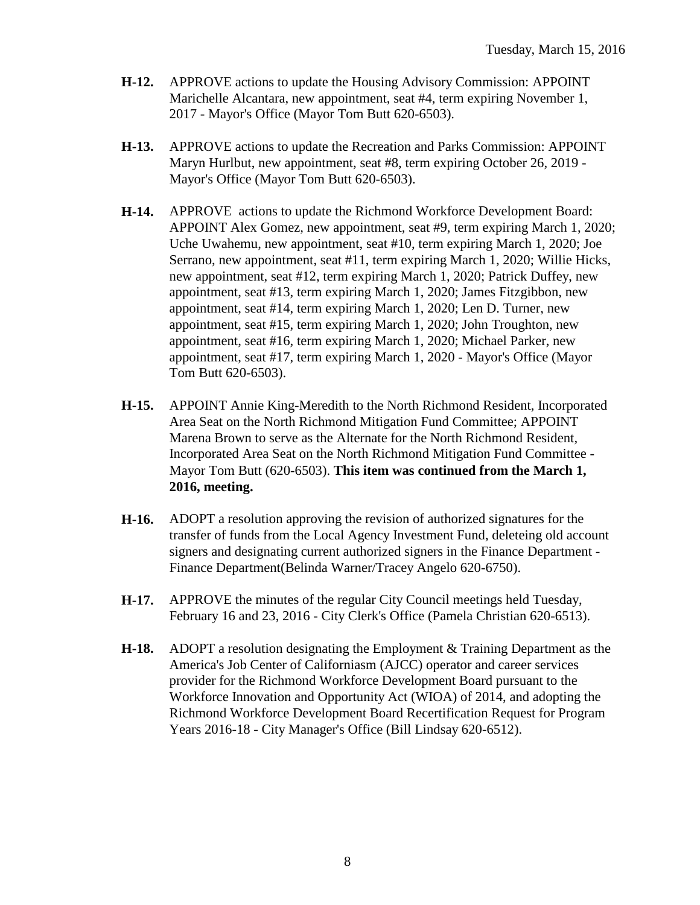**H-12.** APPROVE actions to update the Housing Advisory Commission: APPOINT Marichelle Alcantara, new appointment, seat #4, term expiring November 1, 2017 - Mayor's Office (Mayor Tom Butt 620-6503).

**H-13.** APPROVE actions to update the Recreation and Parks Commission: APPOINT Maryn Hurlbut, new appointment, seat #8, term expiring October 26, 2019 - Mayor's Office (Mayor Tom Butt 620-6503).

**H-14.** APPROVE actions to update the Richmond Workforce Development Board: APPOINT Alex Gomez, new appointment, seat #9, term expiring March 1, 2020; Uche Uwahemu, new appointment, seat #10, term expiring March 1, 2020; Joe Serrano, new appointment, seat #11, term expiring March 1, 2020; Willie Hicks, new appointment, seat #12, term expiring March 1, 2020; Patrick Duffey, new appointment, seat #13, term expiring March 1, 2020; James Fitzgibbon, new appointment, seat #14, term expiring March 1, 2020; Len D. Turner, new appointment, seat #15, term expiring March 1, 2020; John Troughton, new appointment, seat #16, term expiring March 1, 2020; Michael Parker, new appointment, seat #17, term expiring March 1, 2020 - Mayor's Office (Mayor Tom Butt 620-6503).

**H-15.** APPOINT Annie King-Meredith to the North Richmond Resident, Incorporated Area Seat on the North Richmond Mitigation Fund Committee; APPOINT Marena Brown to serve as the Alternate for the North Richmond Resident, Incorporated Area Seat on the North Richmond Mitigation Fund Committee - Mayor Tom Butt (620-6503). **This item was continued from the March 1, 2016, meeting.**

**H-16.** ADOPT a resolution approving the revision of authorized signatures for the transfer of funds from the Local Agency Investment Fund, deleteing old account signers and designating current authorized signers in the Finance Department - Finance Department(Belinda Warner/Tracey Angelo 620-6750).

**H-17.** APPROVE the minutes of the regular City Council meetings held Tuesday, February 16 and 23, 2016 - City Clerk's Office (Pamela Christian 620-6513).

**H-18.** ADOPT a resolution designating the Employment & Training Department as the America's Job Center of Californiasm (AJCC) operator and career services provider for the Richmond Workforce Development Board pursuant to the Workforce Innovation and Opportunity Act (WIOA) of 2014, and adopting the Richmond Workforce Development Board Recertification Request for Program Years 2016-18 - City Manager's Office (Bill Lindsay 620-6512).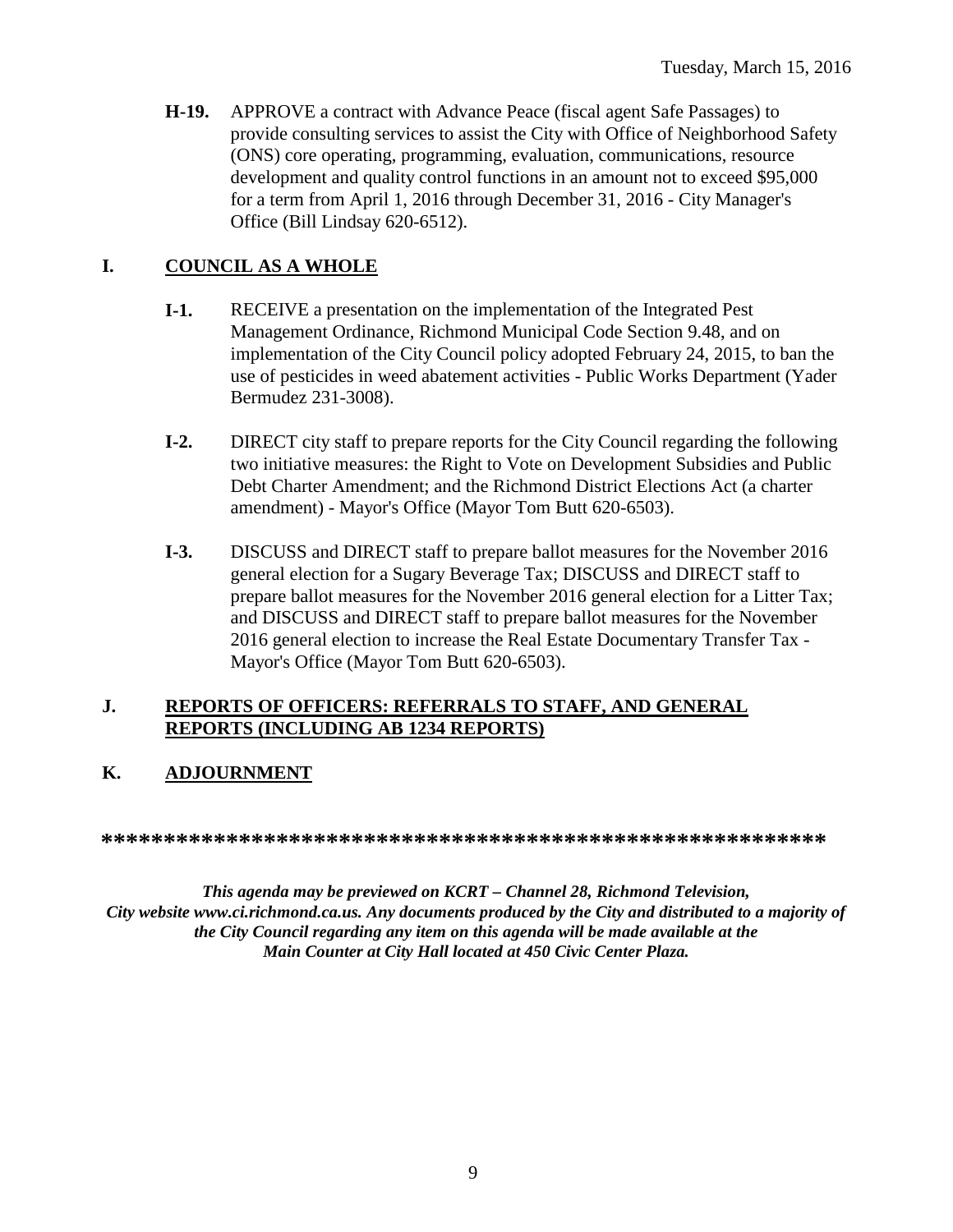**H-19.** APPROVE a contract with Advance Peace (fiscal agent Safe Passages) to provide consulting services to assist the City with Office of Neighborhood Safety (ONS) core operating, programming, evaluation, communications, resource development and quality control functions in an amount not to exceed $95,000 for a term from April 1, 2016 through December 31, 2016 - City Manager's Office (Bill Lindsay 620-6512).

## I. COUNCIL AS A WHOLE

**I-1.** RECEIVE a presentation on the implementation of the Integrated Pest Management Ordinance, Richmond Municipal Code Section 9.48, and on implementation of the City Council policy adopted February 24, 2015, to ban the use of pesticides in weed abatement activities - Public Works Department (Yader Bermudez 231-3008).

**I-2.** DIRECT city staff to prepare reports for the City Council regarding the following two initiative measures: the Right to Vote on Development Subsidies and Public Debt Charter Amendment; and the Richmond District Elections Act (a charter amendment) - Mayor's Office (Mayor Tom Butt 620-6503).

**I-3.** DISCUSS and DIRECT staff to prepare ballot measures for the November 2016 general election for a Sugary Beverage Tax; DISCUSS and DIRECT staff to prepare ballot measures for the November 2016 general election for a Litter Tax; and DISCUSS and DIRECT staff to prepare ballot measures for the November 2016 general election to increase the Real Estate Documentary Transfer Tax - Mayor's Office (Mayor Tom Butt 620-6503).

## J. REPORTS OF OFFICERS: REFERRALS TO STAFF, AND GENERAL REPORTS (INCLUDING AB 1234 REPORTS)

## K. ADJOURNMENT

**********************************************************

***This agenda may be previewed on KCRT – Channel 28, Richmond Television, City website www.ci.richmond.ca.us. Any documents produced by the City and distributed to a majority of the City Council regarding any item on this agenda will be made available at the Main Counter at City Hall located at 450 Civic Center Plaza.***